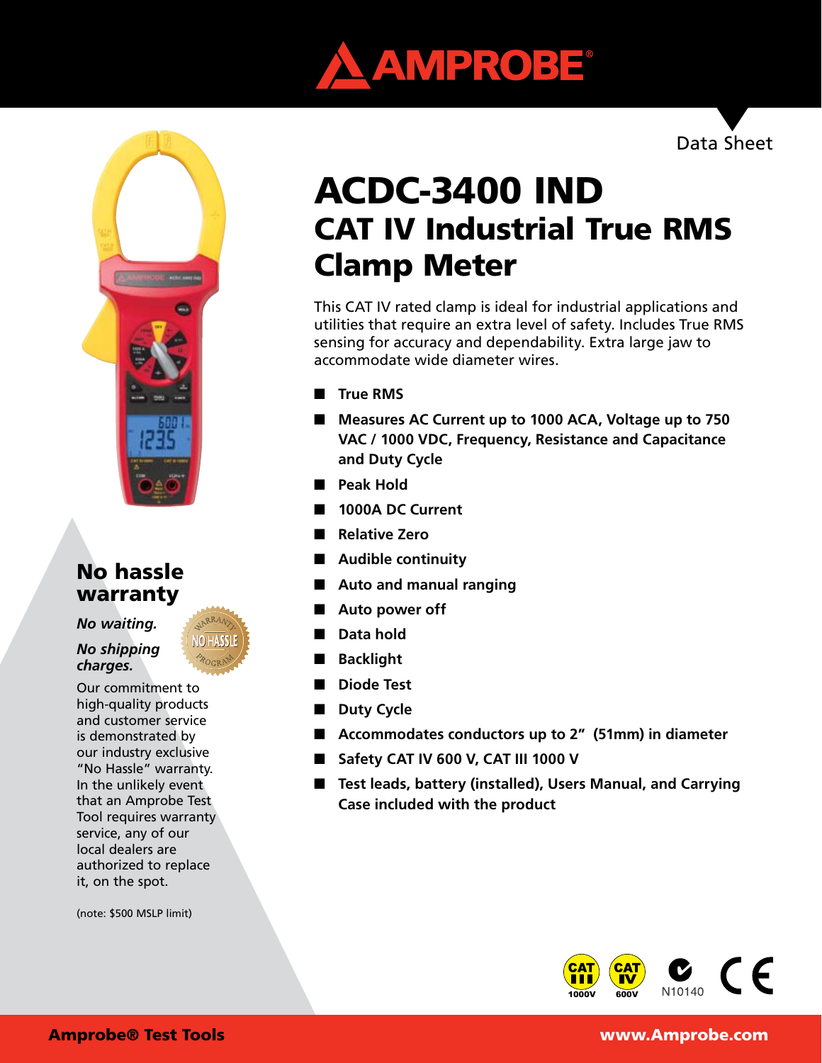Data Sheet

# ACDC-3400 IND

## CAT IV Industrial True RMS Clamp Meter

This CAT IV rated clamp is ideal for industrial applications and utilities that require an extra level of safety. Includes True RMS sensing for accuracy and dependability. Extra large jaw to accommodate wide diameter wires.

- **True RMS**
- **Measures AC Current up to 1000 ACA, Voltage up to 750 VAC / 1000 VDC, Frequency, Resistance and Capacitance and Duty Cycle**
- **Peak Hold**
- **1000A DC Current**
- **Relative Zero**
- **Audible continuity**
- **Auto and manual ranging**
- **Auto power off**
- **Data hold**
- **Backlight**
- **Diode Test**
- **Duty Cycle**
- **Accommodates conductors up to 2" (51mm) in diameter**
- **Safety CAT IV 600 V, CAT III 1000 V**
- **Test leads, battery (installed), Users Manual, and Carrying Case included with the product**

## No hassle warranty

***No waiting.***

***No shipping charges.***

Our commitment to high-quality products and customer service is demonstrated by our industry exclusive "No Hassle" warranty. In the unlikely event that an Amprobe Test Tool requires warranty service, any of our local dealers are authorized to replace it, on the spot.

(note: $500 MSLP limit)

CAT III 1000V CAT IV 600V N10140

**Amprobe® Test Tools** **www.Amprobe.com**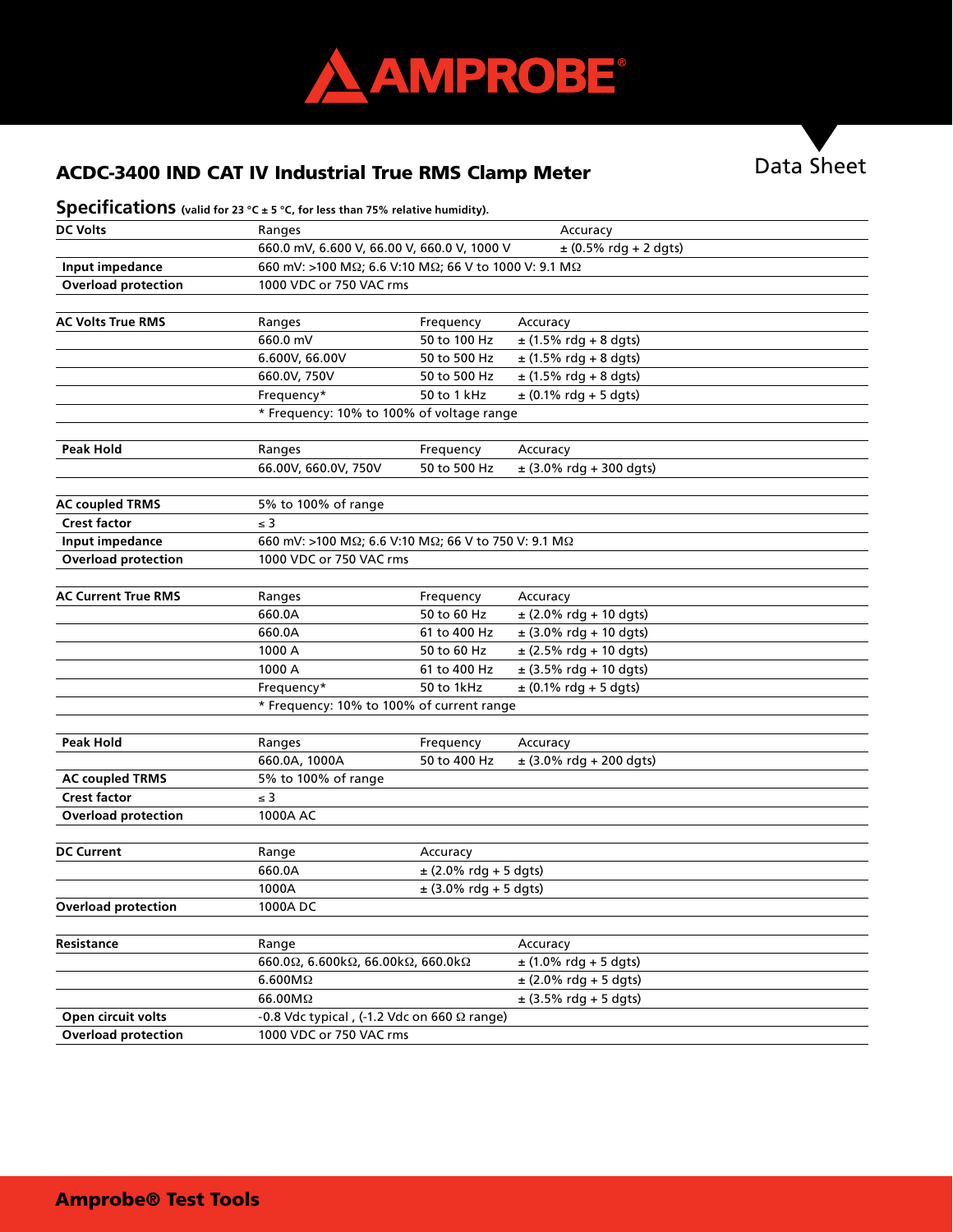# AMPROBE®

## ACDC-3400 IND CAT IV Industrial True RMS Clamp Meter

Data Sheet

## Specifications (valid for 23 °C ± 5 °C, for less than 75% relative humidity).

| DC Volts | Ranges | | Accuracy |
|---|---|---|---|
| | 660.0 mV, 6.600 V, 66.00 V, 660.0 V, 1000 V | | ± (0.5% rdg + 2 dgts) |
| Input impedance | 660 mV: >100 MΩ; 6.6 V:10 MΩ; 66 V to 1000 V: 9.1 MΩ | | |
| Overload protection | 1000 VDC or 750 VAC rms | | |

| AC Volts True RMS | Ranges | Frequency | Accuracy |
|---|---|---|---|
| | 660.0 mV | 50 to 100 Hz | ± (1.5% rdg + 8 dgts) |
| | 6.600V, 66.00V | 50 to 500 Hz | ± (1.5% rdg + 8 dgts) |
| | 660.0V, 750V | 50 to 500 Hz | ± (1.5% rdg + 8 dgts) |
| | Frequency* | 50 to 1 kHz | ± (0.1% rdg + 5 dgts) |
| | * Frequency: 10% to 100% of voltage range | | |

| Peak Hold | Ranges | Frequency | Accuracy |
|---|---|---|---|
| | 66.00V, 660.0V, 750V | 50 to 500 Hz | ± (3.0% rdg + 300 dgts) |

| AC coupled TRMS | 5% to 100% of range |
|---|---|
| Crest factor | ≤ 3 |
| Input impedance | 660 mV: >100 MΩ; 6.6 V:10 MΩ; 66 V to 750 V: 9.1 MΩ |
| Overload protection | 1000 VDC or 750 VAC rms |

| AC Current True RMS | Ranges | Frequency | Accuracy |
|---|---|---|---|
| | 660.0A | 50 to 60 Hz | ± (2.0% rdg + 10 dgts) |
| | 660.0A | 61 to 400 Hz | ± (3.0% rdg + 10 dgts) |
| | 1000 A | 50 to 60 Hz | ± (2.5% rdg + 10 dgts) |
| | 1000 A | 61 to 400 Hz | ± (3.5% rdg + 10 dgts) |
| | Frequency* | 50 to 1kHz | ± (0.1% rdg + 5 dgts) |
| | * Frequency: 10% to 100% of current range | | |

| Peak Hold | Ranges | Frequency | Accuracy |
|---|---|---|---|
| | 660.0A, 1000A | 50 to 400 Hz | ± (3.0% rdg + 200 dgts) |
| AC coupled TRMS | 5% to 100% of range | | |
| Crest factor | ≤ 3 | | |
| Overload protection | 1000A AC | | |

| DC Current | Range | Accuracy |
|---|---|---|
| | 660.0A | ± (2.0% rdg + 5 dgts) |
| | 1000A | ± (3.0% rdg + 5 dgts) |
| Overload protection | 1000A DC | |

| Resistance | Range | Accuracy |
|---|---|---|
| | 660.0Ω, 6.600kΩ, 66.00kΩ, 660.0kΩ | ± (1.0% rdg + 5 dgts) |
| | 6.600MΩ | ± (2.0% rdg + 5 dgts) |
| | 66.00MΩ | ± (3.5% rdg + 5 dgts) |
| Open circuit volts | -0.8 Vdc typical , (-1.2 Vdc on 660 Ω range) | |
| Overload protection | 1000 VDC or 750 VAC rms | |

**Amprobe® Test Tools**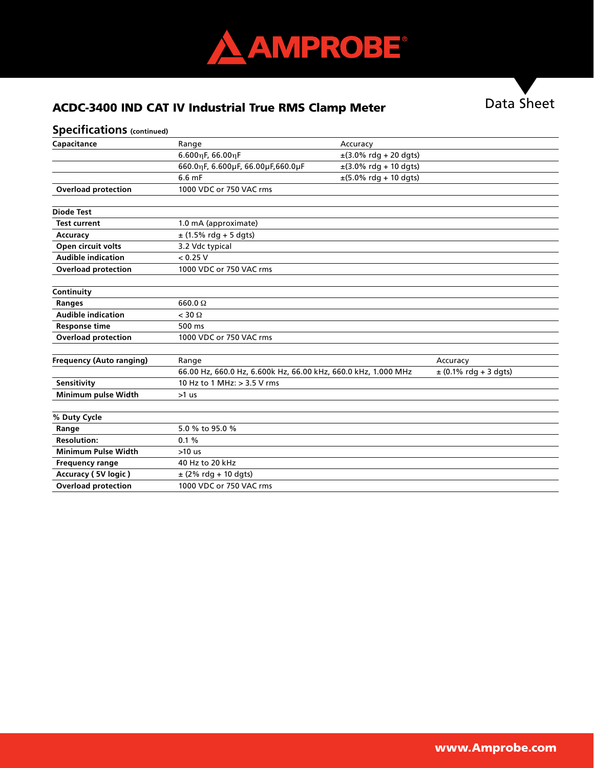## ACDC-3400 IND CAT IV Industrial True RMS Clamp Meter

Data Sheet

### Specifications (continued)

| Capacitance | Range | Accuracy |
|---|---|---|
| | 6.600ηF, 66.00ηF | ±(3.0% rdg + 20 dgts) |
| | 660.0ηF, 6.600μF, 66.00μF,660.0μF | ±(3.0% rdg + 10 dgts) |
| | 6.6 mF | ±(5.0% rdg + 10 dgts) |
| **Overload protection** | 1000 VDC or 750 VAC rms | |

| Diode Test | |
|---|---|
| **Test current** | 1.0 mA (approximate) |
| **Accuracy** | ± (1.5% rdg + 5 dgts) |
| **Open circuit volts** | 3.2 Vdc typical |
| **Audible indication** | < 0.25 V |
| **Overload protection** | 1000 VDC or 750 VAC rms |

| Continuity | |
|---|---|
| **Ranges** | 660.0 Ω |
| **Audible indication** | < 30 Ω |
| **Response time** | 500 ms |
| **Overload protection** | 1000 VDC or 750 VAC rms |

| Frequency (Auto ranging) | Range | Accuracy |
|---|---|---|
| | 66.00 Hz, 660.0 Hz, 6.600k Hz, 66.00 kHz, 660.0 kHz, 1.000 MHz | ± (0.1% rdg + 3 dgts) |
| **Sensitivity** | 10 Hz to 1 MHz: > 3.5 V rms | |
| **Minimum pulse Width** | >1 us | |

| % Duty Cycle | |
|---|---|
| **Range** | 5.0 % to 95.0 % |
| **Resolution:** | 0.1 % |
| **Minimum Pulse Width** | >10 us |
| **Frequency range** | 40 Hz to 20 kHz |
| **Accuracy ( 5V logic )** | ± (2% rdg + 10 dgts) |
| **Overload protection** | 1000 VDC or 750 VAC rms |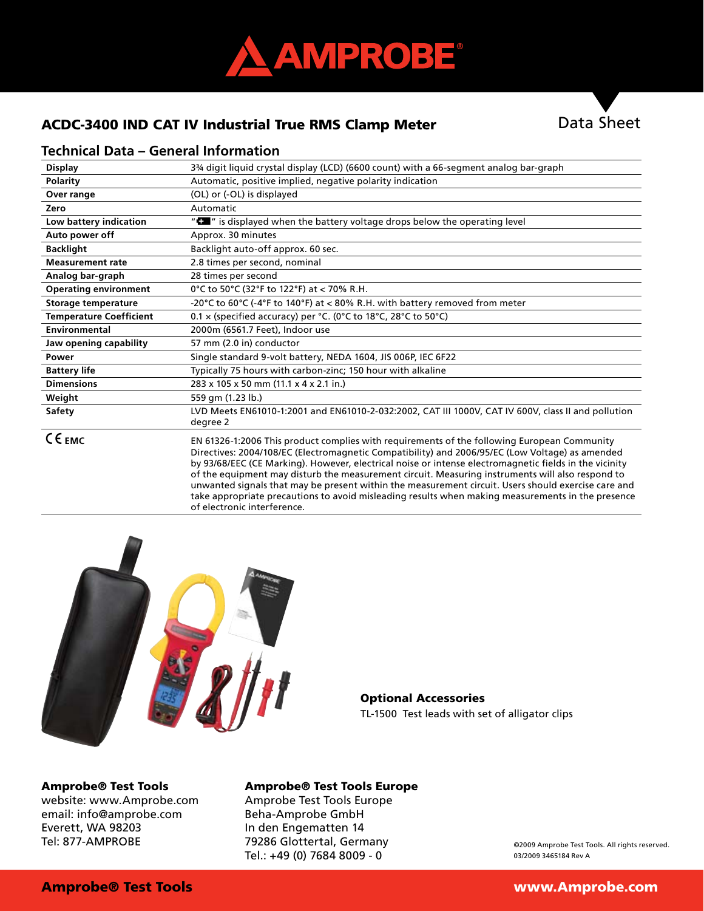# AMPROBE

## ACDC-3400 IND CAT IV Industrial True RMS Clamp Meter

Data Sheet

### Technical Data – General Information

| | |
|---|---|
| **Display** | 3¾ digit liquid crystal display (LCD) (6600 count) with a 66-segment analog bar-graph |
| **Polarity** | Automatic, positive implied, negative polarity indication |
| **Over range** | (OL) or (-OL) is displayed |
| **Zero** | Automatic |
| **Low battery indication** | " " is displayed when the battery voltage drops below the operating level |
| **Auto power off** | Approx. 30 minutes |
| **Backlight** | Backlight auto-off approx. 60 sec. |
| **Measurement rate** | 2.8 times per second, nominal |
| **Analog bar-graph** | 28 times per second |
| **Operating environment** | 0°C to 50°C (32°F to 122°F) at < 70% R.H. |
| **Storage temperature** | -20°C to 60°C (-4°F to 140°F) at < 80% R.H. with battery removed from meter |
| **Temperature Coefficient** | 0.1 × (specified accuracy) per °C. (0°C to 18°C, 28°C to 50°C) |
| **Environmental** | 2000m (6561.7 Feet), Indoor use |
| **Jaw opening capability** | 57 mm (2.0 in) conductor |
| **Power** | Single standard 9-volt battery, NEDA 1604, JIS 006P, IEC 6F22 |
| **Battery life** | Typically 75 hours with carbon-zinc; 150 hour with alkaline |
| **Dimensions** | 283 x 105 x 50 mm (11.1 x 4 x 2.1 in.) |
| **Weight** | 559 gm (1.23 lb.) |
| **Safety** | LVD Meets EN61010-1:2001 and EN61010-2-032:2002, CAT III 1000V, CAT IV 600V, class II and pollution degree 2 |
| **CE EMC** | EN 61326-1:2006 This product complies with requirements of the following European Community Directives: 2004/108/EC (Electromagnetic Compatibility) and 2006/95/EC (Low Voltage) as amended by 93/68/EEC (CE Marking). However, electrical noise or intense electromagnetic fields in the vicinity of the equipment may disturb the measurement circuit. Measuring instruments will also respond to unwanted signals that may be present within the measurement circuit. Users should exercise care and take appropriate precautions to avoid misleading results when making measurements in the presence of electronic interference. |

**Optional Accessories**

TL-1500 Test leads with set of alligator clips

**Amprobe® Test Tools**
website: www.Amprobe.com
email: info@amprobe.com
Everett, WA 98203
Tel: 877-AMPROBE

**Amprobe® Test Tools Europe**
Amprobe Test Tools Europe
Beha-Amprobe GmbH
In den Engematten 14
79286 Glottertal, Germany
Tel.: +49 (0) 7684 8009 - 0

©2009 Amprobe Test Tools. All rights reserved.
03/2009 3465184 Rev A